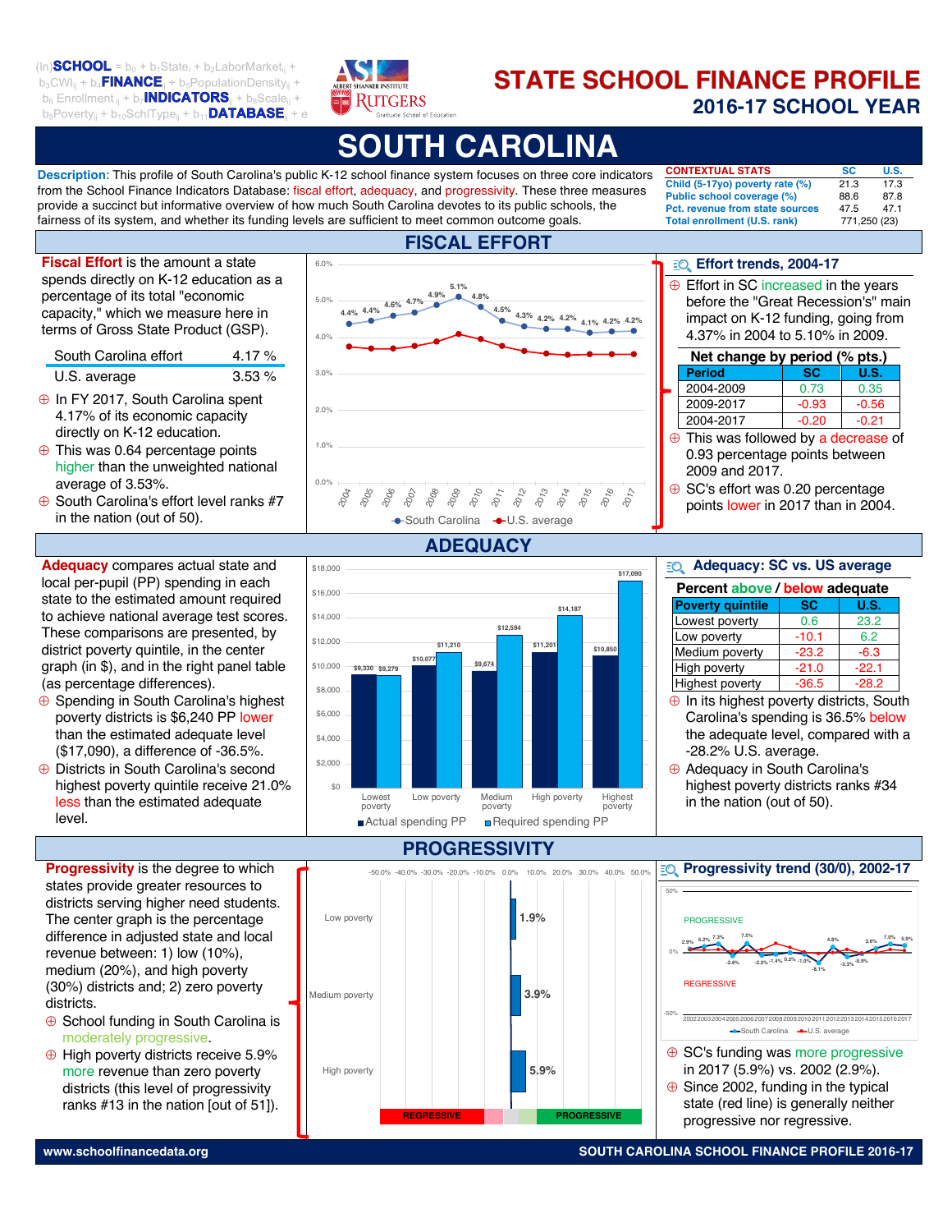$(ln)SCHOOL = b_0 + b_1State_i + b_2LaborMarket_{ij} + b_3CWI_{ij} + b_4FINANCE_{ij} + b_5PopulationDensity_{ij} + b_6 Enrollment_{ij} + b_7INDICATORS_{ij} + b_8Scale_{ij} + b_9Poverty_{ij} + b_{10}SchlType_{ij} + b_{11}DATABASE_{ij} + e$

ALBERT SHANKER INSTITUTE — RUTGERS Graduate School of Education

# STATE SCHOOL FINANCE PROFILE
## 2016-17 SCHOOL YEAR

# SOUTH CAROLINA

**Description**: This profile of South Carolina's public K-12 school finance system focuses on three core indicators from the School Finance Indicators Database: fiscal effort, adequacy, and progressivity. These three measures provide a succinct but informative overview of how much South Carolina devotes to its public schools, the fairness of its system, and whether its funding levels are sufficient to meet common outcome goals.

| CONTEXTUAL STATS | SC | U.S. |
|---|---|---|
| Child (5-17yo) poverty rate (%) | 21.3 | 17.3 |
| Public school coverage (%) | 88.6 | 87.8 |
| Pct. revenue from state sources | 47.5 | 47.1 |
| Total enrollment (U.S. rank) | 771,250 (23) | |

## FISCAL EFFORT

**Fiscal Effort** is the amount a state spends directly on K-12 education as a percentage of its total "economic capacity," which we measure here in terms of Gross State Product (GSP).

| | |
|---|---|
| South Carolina effort | 4.17 % |
| U.S. average | 3.53 % |

- In FY 2017, South Carolina spent 4.17% of its economic capacity directly on K-12 education.
- This was 0.64 percentage points higher than the unweighted national average of 3.53%.
- South Carolina's effort level ranks #7 in the nation (out of 50).

Chart: South Carolina effort 2004–2017: 4.4%, 4.4%, 4.6%, 4.7%, 4.9%, 5.1%, 4.8%, 4.5%, 4.3%, 4.2%, 4.2%, 4.1%, 4.2%, 4.2% (vs. U.S. average). Legend: South Carolina, U.S. average

### Effort trends, 2004-17

- Effort in SC increased in the years before the "Great Recession"'s main impact on K-12 funding, going from 4.37% in 2004 to 5.10% in 2009.

**Net change by period (% pts.)**

| Period | SC | U.S. |
|---|---|---|
| 2004-2009 | 0.73 | 0.35 |
| 2009-2017 | -0.93 | -0.56 |
| 2004-2017 | -0.20 | -0.21 |

- This was followed by a decrease of 0.93 percentage points between 2009 and 2017.
- SC's effort was 0.20 percentage points lower in 2017 than in 2004.

## ADEQUACY

**Adequacy** compares actual state and local per-pupil (PP) spending in each state to the estimated amount required to achieve national average test scores. These comparisons are presented, by district poverty quintile, in the center graph (in $), and in the right panel table (as percentage differences).

- Spending in South Carolina's highest poverty districts is $6,240 PP lower than the estimated adequate level ($17,090), a difference of -36.5%.
- Districts in South Carolina's second highest poverty quintile receive 21.0% less than the estimated adequate level.

| | Actual spending PP | Required spending PP |
|---|---|---|
| Lowest poverty | $9,330 | $9,279 |
| Low poverty | $10,077 | $11,210 |
| Medium poverty | $9,674 | $12,594 |
| High poverty | $11,201 | $14,187 |
| Highest poverty | $10,850 | $17,090 |

### Adequacy: SC vs. US average

**Percent above / below adequate**

| Poverty quintile | SC | U.S. |
|---|---|---|
| Lowest poverty | 0.6 | 23.2 |
| Low poverty | -10.1 | 6.2 |
| Medium poverty | -23.2 | -6.3 |
| High poverty | -21.0 | -22.1 |
| Highest poverty | -36.5 | -28.2 |

- In its highest poverty districts, South Carolina's spending is 36.5% below the adequate level, compared with a -28.2% U.S. average.
- Adequacy in South Carolina's highest poverty districts ranks #34 in the nation (out of 50).

## PROGRESSIVITY

**Progressivity** is the degree to which states provide greater resources to districts serving higher need students. The center graph is the percentage difference in adjusted state and local revenue between: 1) low (10%), medium (20%), and high poverty (30%) districts and; 2) zero poverty districts.

- School funding in South Carolina is moderately progressive.
- High poverty districts receive 5.9% more revenue than zero poverty districts (this level of progressivity ranks #13 in the nation [out of 51]).

Chart: Low poverty 1.9%; Medium poverty 3.9%; High poverty 5.9%. Scale: REGRESSIVE — PROGRESSIVE

### Progressivity trend (30/0), 2002-17

Chart: South Carolina vs. U.S. average, 2002–2017 (values shown include 2.9%, 5.2%, 7.3%, -2.6%, 7.5%, -2.2%, -1.4%, 0.2%, -1.0%, -8.1%, 4.8%, -3.3%, -0.9%, 3.6%, 7.0%, 5.9%). PROGRESSIVE / REGRESSIVE

- SC's funding was more progressive in 2017 (5.9%) vs. 2002 (2.9%).
- Since 2002, funding in the typical state (red line) is generally neither progressive nor regressive.

www.schoolfinancedata.org — SOUTH CAROLINA SCHOOL FINANCE PROFILE 2016-17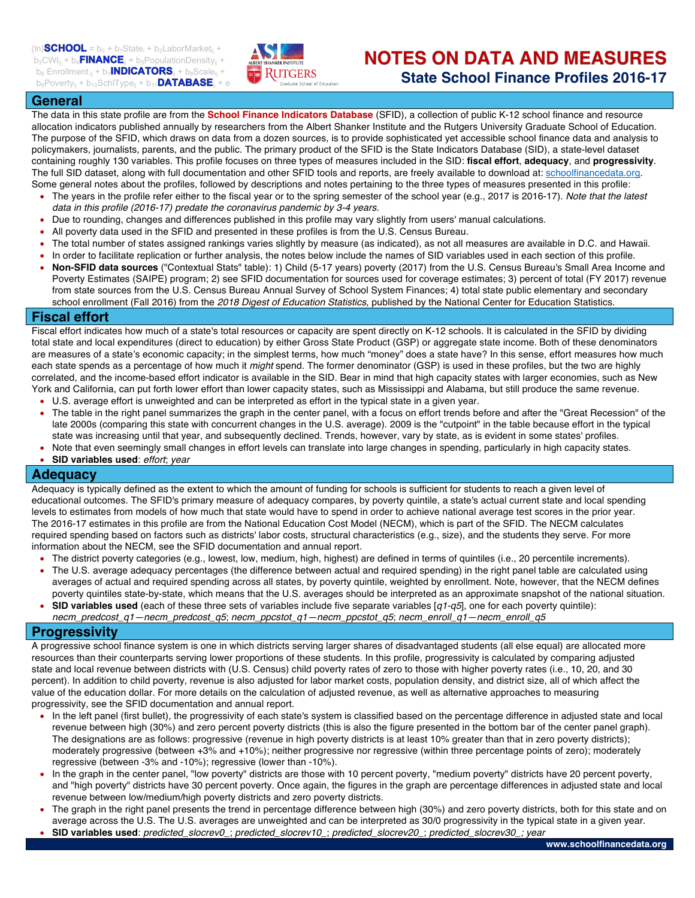$(ln)\mathbf{SCHOOL} = b_0 + b_1State_i + b_2LaborMarket_{ij} + b_3CWI_{ij} + b_4\mathbf{FINANCE}_i + b_5PopulationDensity_{ij} + b_6Enrollment_{ij} + b_7\mathbf{INDICATORS}_{ii} + b_8Scale_{ij} + b_9Poverty_{ij} + b_{10}SchlType_{ij} + b_{11}\mathbf{DATABASE}_i + e$

# NOTES ON DATA AND MEASURES

## State School Finance Profiles 2016-17

## General

The data in this state profile are from the **School Finance Indicators Database** (SFID), a collection of public K-12 school finance and resource allocation indicators published annually by researchers from the Albert Shanker Institute and the Rutgers University Graduate School of Education. The purpose of the SFID, which draws on data from a dozen sources, is to provide sophisticated yet accessible school finance data and analysis to policymakers, journalists, parents, and the public. The primary product of the SFID is the State Indicators Database (SID), a state-level dataset containing roughly 130 variables. This profile focuses on three types of measures included in the SID: **fiscal effort**, **adequacy**, and **progressivity**. The full SID dataset, along with full documentation and other SFID tools and reports, are freely available to download at: schoolfinancedata.org. Some general notes about the profiles, followed by descriptions and notes pertaining to the three types of measures presented in this profile:

- The years in the profile refer either to the fiscal year or to the spring semester of the school year (e.g., 2017 is 2016-17). *Note that the latest data in this profile (2016-17) predate the coronavirus pandemic by 3-4 years.*
- Due to rounding, changes and differences published in this profile may vary slightly from users' manual calculations.
- All poverty data used in the SFID and presented in these profiles is from the U.S. Census Bureau.
- The total number of states assigned rankings varies slightly by measure (as indicated), as not all measures are available in D.C. and Hawaii.
- In order to facilitate replication or further analysis, the notes below include the names of SID variables used in each section of this profile.
- **Non-SFID data sources** ("Contextual Stats" table): 1) Child (5-17 years) poverty (2017) from the U.S. Census Bureau's Small Area Income and Poverty Estimates (SAIPE) program; 2) see SFID documentation for sources used for coverage estimates; 3) percent of total (FY 2017) revenue from state sources from the U.S. Census Bureau Annual Survey of School System Finances; 4) total state public elementary and secondary school enrollment (Fall 2016) from the *2018 Digest of Education Statistics*, published by the National Center for Education Statistics.

## Fiscal effort

Fiscal effort indicates how much of a state's total resources or capacity are spent directly on K-12 schools. It is calculated in the SFID by dividing total state and local expenditures (direct to education) by either Gross State Product (GSP) or aggregate state income. Both of these denominators are measures of a state's economic capacity; in the simplest terms, how much "money" does a state have? In this sense, effort measures how much each state spends as a percentage of how much it *might* spend. The former denominator (GSP) is used in these profiles, but the two are highly correlated, and the income-based effort indicator is available in the SID. Bear in mind that high capacity states with larger economies, such as New York and California, can put forth lower effort than lower capacity states, such as Mississippi and Alabama, but still produce the same revenue.

- U.S. average effort is unweighted and can be interpreted as effort in the typical state in a given year.
- The table in the right panel summarizes the graph in the center panel, with a focus on effort trends before and after the "Great Recession" of the late 2000s (comparing this state with concurrent changes in the U.S. average). 2009 is the "cutpoint" in the table because effort in the typical state was increasing until that year, and subsequently declined. Trends, however, vary by state, as is evident in some states' profiles.
- Note that even seemingly small changes in effort levels can translate into large changes in spending, particularly in high capacity states.
- **SID variables used**: *effort*; *year*

## Adequacy

Adequacy is typically defined as the extent to which the amount of funding for schools is sufficient for students to reach a given level of educational outcomes. The SFID's primary measure of adequacy compares, by poverty quintile, a state's actual current state and local spending levels to estimates from models of how much that state would have to spend in order to achieve national average test scores in the prior year. The 2016-17 estimates in this profile are from the National Education Cost Model (NECM), which is part of the SFID. The NECM calculates required spending based on factors such as districts' labor costs, structural characteristics (e.g., size), and the students they serve. For more information about the NECM, see the SFID documentation and annual report.

- The district poverty categories (e.g., lowest, low, medium, high, highest) are defined in terms of quintiles (i.e., 20 percentile increments).
- The U.S. average adequacy percentages (the difference between actual and required spending) in the right panel table are calculated using averages of actual and required spending across all states, by poverty quintile, weighted by enrollment. Note, however, that the NECM defines poverty quintiles state-by-state, which means that the U.S. averages should be interpreted as an approximate snapshot of the national situation.
- **SID variables used** (each of these three sets of variables include five separate variables [*q1-q5*], one for each poverty quintile): *necm_predcost_q1—necm_predcost_q5*; *necm_ppcstot_q1—necm_ppcstot_q5*; *necm_enroll_q1—necm_enroll_q5*

## Progressivity

A progressive school finance system is one in which districts serving larger shares of disadvantaged students (all else equal) are allocated more resources than their counterparts serving lower proportions of these students. In this profile, progressivity is calculated by comparing adjusted state and local revenue between districts with (U.S. Census) child poverty rates of zero to those with higher poverty rates (i.e., 10, 20, and 30 percent). In addition to child poverty, revenue is also adjusted for labor market costs, population density, and district size, all of which affect the value of the education dollar. For more details on the calculation of adjusted revenue, as well as alternative approaches to measuring progressivity, see the SFID documentation and annual report.

- In the left panel (first bullet), the progressivity of each state's system is classified based on the percentage difference in adjusted state and local revenue between high (30%) and zero percent poverty districts (this is also the figure presented in the bottom bar of the center panel graph). The designations are as follows: progressive (revenue in high poverty districts is at least 10% greater than that in zero poverty districts); moderately progressive (between +3% and +10%); neither progressive nor regressive (within three percentage points of zero); moderately regressive (between -3% and -10%); regressive (lower than -10%).
- In the graph in the center panel, "low poverty" districts are those with 10 percent poverty, "medium poverty" districts have 20 percent poverty, and "high poverty" districts have 30 percent poverty. Once again, the figures in the graph are percentage differences in adjusted state and local revenue between low/medium/high poverty districts and zero poverty districts.
- The graph in the right panel presents the trend in percentage difference between high (30%) and zero poverty districts, both for this state and on average across the U.S. The U.S. averages are unweighted and can be interpreted as 30/0 progressivity in the typical state in a given year.
- **SID variables used**: *predicted_slocrev0_*; *predicted_slocrev10_*; *predicted_slocrev20_*; *predicted_slocrev30_*; *year*

www.schoolfinancedata.org